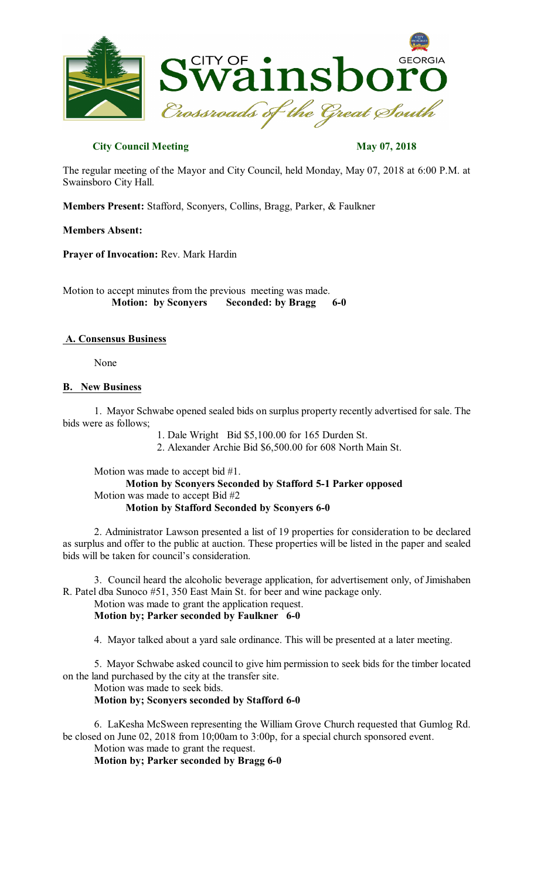**City Council Meeting** **May 07, 2018**

The regular meeting of the Mayor and City Council, held Monday, May 07, 2018 at 6:00 P.M. at Swainsboro City Hall.

**Members Present:** Stafford, Sconyers, Collins, Bragg, Parker, & Faulkner

**Members Absent:**

**Prayer of Invocation:** Rev. Mark Hardin

Motion to accept minutes from the previous meeting was made.
**Motion: by Sconyers Seconded: by Bragg 6-0**

## A. Consensus Business

None

## B. New Business

1. Mayor Schwabe opened sealed bids on surplus property recently advertised for sale. The bids were as follows;

   1. Dale Wright Bid $5,100.00 for 165 Durden St.
   2. Alexander Archie Bid $6,500.00 for 608 North Main St.

   Motion was made to accept bid #1.
   **Motion by Sconyers Seconded by Stafford 5-1 Parker opposed**
   Motion was made to accept Bid #2
   **Motion by Stafford Seconded by Sconyers 6-0**

2. Administrator Lawson presented a list of 19 properties for consideration to be declared as surplus and offer to the public at auction. These properties will be listed in the paper and sealed bids will be taken for council's consideration.

3. Council heard the alcoholic beverage application, for advertisement only, of Jimishaben R. Patel dba Sunoco #51, 350 East Main St. for beer and wine package only.
   Motion was made to grant the application request.
   **Motion by; Parker seconded by Faulkner 6-0**

4. Mayor talked about a yard sale ordinance. This will be presented at a later meeting.

5. Mayor Schwabe asked council to give him permission to seek bids for the timber located on the land purchased by the city at the transfer site.
   Motion was made to seek bids.
   **Motion by; Sconyers seconded by Stafford 6-0**

6. LaKesha McSween representing the William Grove Church requested that Gumlog Rd. be closed on June 02, 2018 from 10;00am to 3:00p, for a special church sponsored event.
   Motion was made to grant the request.
   **Motion by; Parker seconded by Bragg 6-0**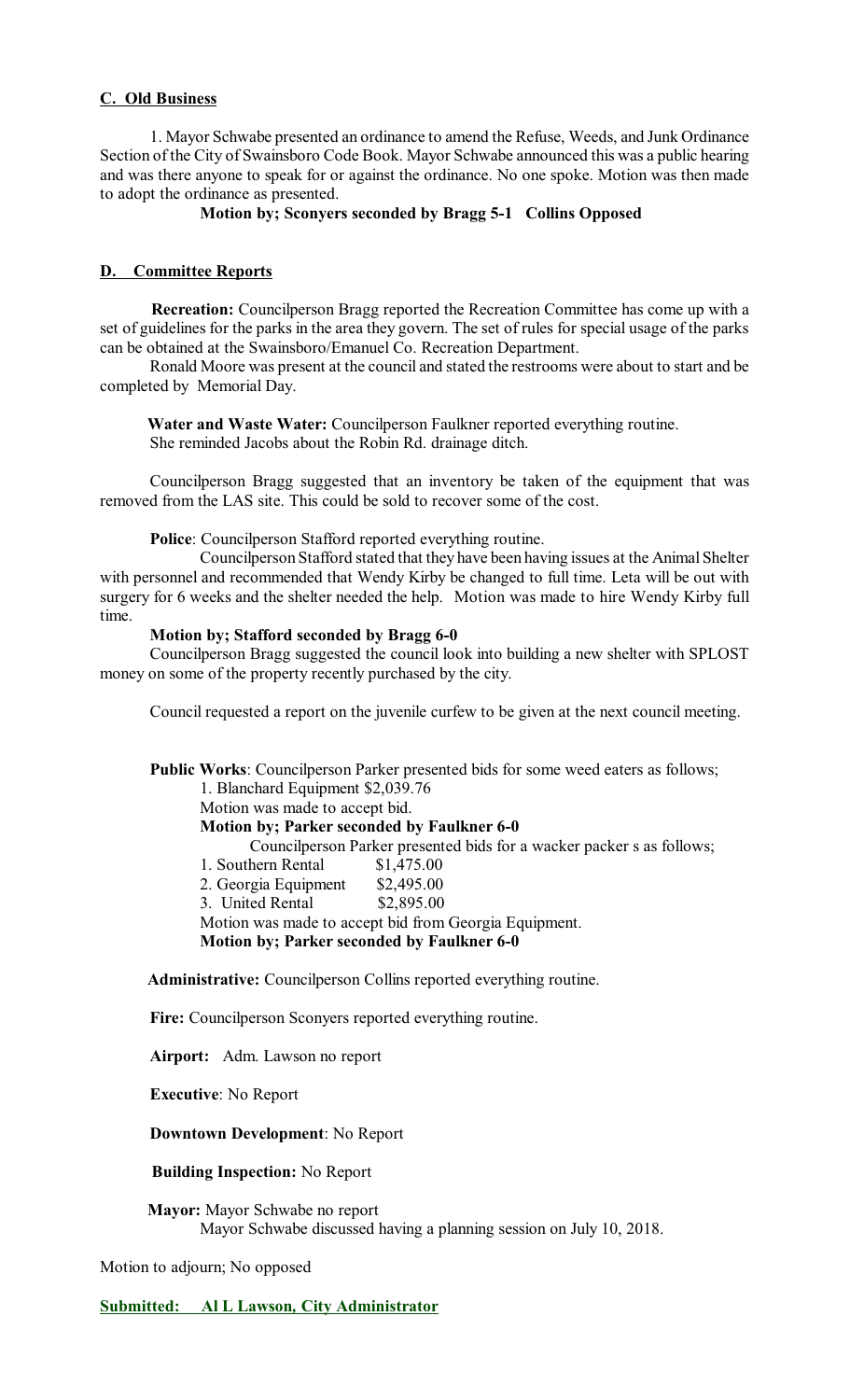## C. Old Business

1. Mayor Schwabe presented an ordinance to amend the Refuse, Weeds, and Junk Ordinance Section of the City of Swainsboro Code Book. Mayor Schwabe announced this was a public hearing and was there anyone to speak for or against the ordinance. No one spoke. Motion was then made to adopt the ordinance as presented.

**Motion by; Sconyers seconded by Bragg 5-1 Collins Opposed**

## D. Committee Reports

**Recreation:** Councilperson Bragg reported the Recreation Committee has come up with a set of guidelines for the parks in the area they govern. The set of rules for special usage of the parks can be obtained at the Swainsboro/Emanuel Co. Recreation Department.

Ronald Moore was present at the council and stated the restrooms were about to start and be completed by Memorial Day.

**Water and Waste Water:** Councilperson Faulkner reported everything routine. She reminded Jacobs about the Robin Rd. drainage ditch.

Councilperson Bragg suggested that an inventory be taken of the equipment that was removed from the LAS site. This could be sold to recover some of the cost.

**Police**: Councilperson Stafford reported everything routine.

Councilperson Stafford stated that they have been having issues at the Animal Shelter with personnel and recommended that Wendy Kirby be changed to full time. Leta will be out with surgery for 6 weeks and the shelter needed the help. Motion was made to hire Wendy Kirby full time.

**Motion by; Stafford seconded by Bragg 6-0**

Councilperson Bragg suggested the council look into building a new shelter with SPLOST money on some of the property recently purchased by the city.

Council requested a report on the juvenile curfew to be given at the next council meeting.

**Public Works**: Councilperson Parker presented bids for some weed eaters as follows;

1. Blanchard Equipment $2,039.76

Motion was made to accept bid.

**Motion by; Parker seconded by Faulkner 6-0**

Councilperson Parker presented bids for a wacker packer s as follows;

1. Southern Rental $1,475.00
2. Georgia Equipment $2,495.00
3. United Rental $2,895.00

Motion was made to accept bid from Georgia Equipment.

**Motion by; Parker seconded by Faulkner 6-0**

**Administrative:** Councilperson Collins reported everything routine.

**Fire:** Councilperson Sconyers reported everything routine.

**Airport:** Adm. Lawson no report

**Executive**: No Report

**Downtown Development**: No Report

**Building Inspection:** No Report

**Mayor:** Mayor Schwabe no report

Mayor Schwabe discussed having a planning session on July 10, 2018.

Motion to adjourn; No opposed

**Submitted: Al L Lawson, City Administrator**